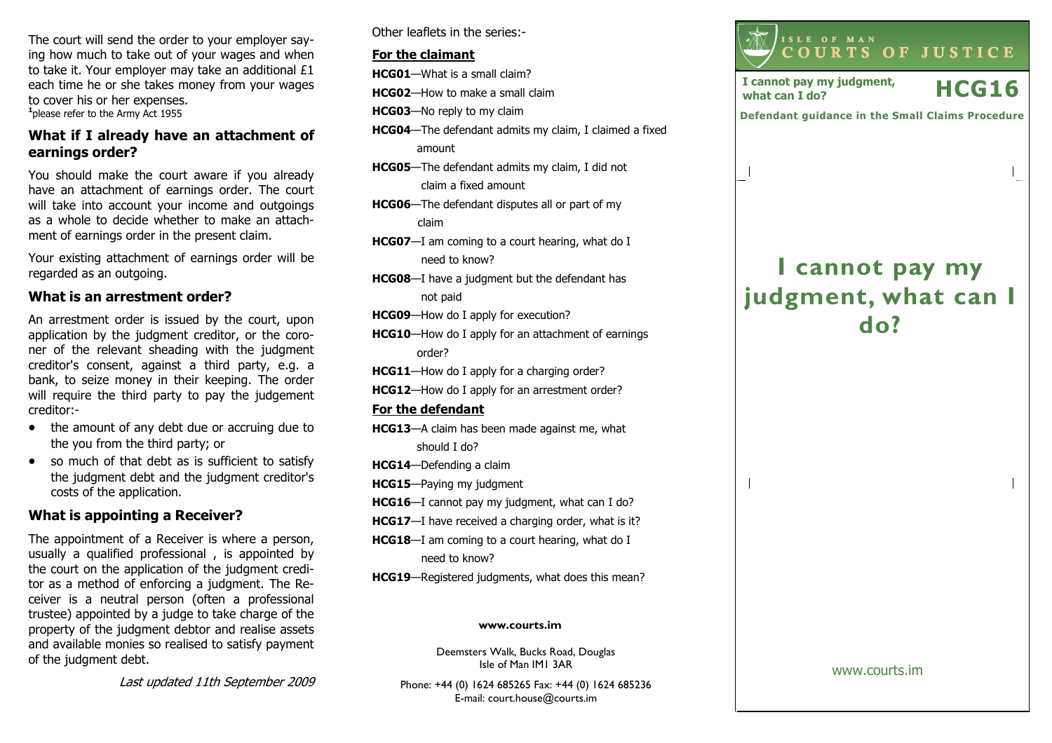The court will send the order to your employer saying how much to take out of your wages and when to take it. Your employer may take an additional £1 each time he or she takes money from your wages to cover his or her expenses.

[1]please refer to the Army Act 1955

## What if I already have an attachment of earnings order?

You should make the court aware if you already have an attachment of earnings order. The court will take into account your income and outgoings as a whole to decide whether to make an attachment of earnings order in the present claim.

Your existing attachment of earnings order will be regarded as an outgoing.

## What is an arrestment order?

An arrestment order is issued by the court, upon application by the judgment creditor, or the coroner of the relevant sheading with the judgment creditor's consent, against a third party, e.g. a bank, to seize money in their keeping. The order will require the third party to pay the judgement creditor:-

- the amount of any debt due or accruing due to the you from the third party; or
- so much of that debt as is sufficient to satisfy the judgment debt and the judgment creditor's costs of the application.

## What is appointing a Receiver?

The appointment of a Receiver is where a person, usually a qualified professional , is appointed by the court on the application of the judgment creditor as a method of enforcing a judgment. The Receiver is a neutral person (often a professional trustee) appointed by a judge to take charge of the property of the judgment debtor and realise assets and available monies so realised to satisfy payment of the judgment debt.

*Last updated 11th September 2009*

Other leaflets in the series:-

**For the claimant**

**HCG01**—What is a small claim?

**HCG02**—How to make a small claim

**HCG03**—No reply to my claim

**HCG04**—The defendant admits my claim, I claimed a fixed amount

**HCG05**—The defendant admits my claim, I did not claim a fixed amount

**HCG06**—The defendant disputes all or part of my claim

**HCG07**—I am coming to a court hearing, what do I need to know?

**HCG08**—I have a judgment but the defendant has not paid

**HCG09**—How do I apply for execution?

**HCG10**—How do I apply for an attachment of earnings order?

**HCG11**—How do I apply for a charging order?

**HCG12**—How do I apply for an arrestment order?

**For the defendant**

**HCG13**—A claim has been made against me, what should I do?

**HCG14**—Defending a claim

**HCG15**—Paying my judgment

**HCG16**—I cannot pay my judgment, what can I do?

**HCG17**—I have received a charging order, what is it?

**HCG18**—I am coming to a court hearing, what do I need to know?

**HCG19**—Registered judgments, what does this mean?

**www.courts.im**

Deemsters Walk, Bucks Road, Douglas
Isle of Man IM1 3AR

Phone: +44 (0) 1624 685265 Fax: +44 (0) 1624 685236
E-mail: court.house@courts.im

ISLE OF MAN
COURTS OF JUSTICE

**I cannot pay my judgment, what can I do?** **HCG16**

**Defendant guidance in the Small Claims Procedure**

# I cannot pay my judgment, what can I do?

www.courts.im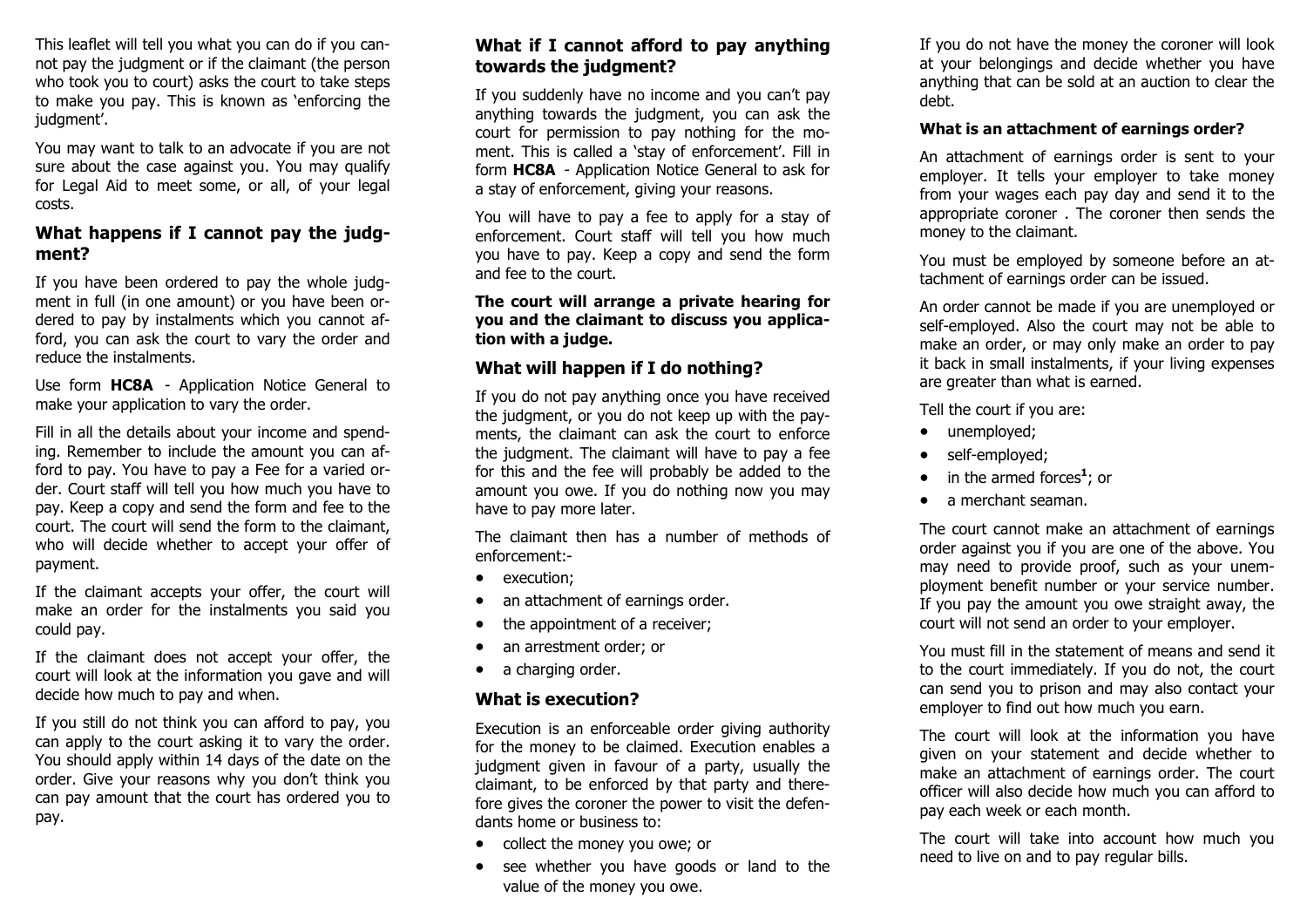This leaflet will tell you what you can do if you cannot pay the judgment or if the claimant (the person who took you to court) asks the court to take steps to make you pay. This is known as 'enforcing the judgment'.

You may want to talk to an advocate if you are not sure about the case against you. You may qualify for Legal Aid to meet some, or all, of your legal costs.

## What happens if I cannot pay the judgment?

If you have been ordered to pay the whole judgment in full (in one amount) or you have been ordered to pay by instalments which you cannot afford, you can ask the court to vary the order and reduce the instalments.

Use form **HC8A** - Application Notice General to make your application to vary the order.

Fill in all the details about your income and spending. Remember to include the amount you can afford to pay. You have to pay a Fee for a varied order. Court staff will tell you how much you have to pay. Keep a copy and send the form and fee to the court. The court will send the form to the claimant, who will decide whether to accept your offer of payment.

If the claimant accepts your offer, the court will make an order for the instalments you said you could pay.

If the claimant does not accept your offer, the court will look at the information you gave and will decide how much to pay and when.

If you still do not think you can afford to pay, you can apply to the court asking it to vary the order. You should apply within 14 days of the date on the order. Give your reasons why you don't think you can pay amount that the court has ordered you to pay.

## What if I cannot afford to pay anything towards the judgment?

If you suddenly have no income and you can't pay anything towards the judgment, you can ask the court for permission to pay nothing for the moment. This is called a 'stay of enforcement'. Fill in form **HC8A** - Application Notice General to ask for a stay of enforcement, giving your reasons.

You will have to pay a fee to apply for a stay of enforcement. Court staff will tell you how much you have to pay. Keep a copy and send the form and fee to the court.

**The court will arrange a private hearing for you and the claimant to discuss you application with a judge.**

## What will happen if I do nothing?

If you do not pay anything once you have received the judgment, or you do not keep up with the payments, the claimant can ask the court to enforce the judgment. The claimant will have to pay a fee for this and the fee will probably be added to the amount you owe. If you do nothing now you may have to pay more later.

The claimant then has a number of methods of enforcement:-

- execution;
- an attachment of earnings order.
- the appointment of a receiver;
- an arrestment order; or
- a charging order.

## What is execution?

Execution is an enforceable order giving authority for the money to be claimed. Execution enables a judgment given in favour of a party, usually the claimant, to be enforced by that party and therefore gives the coroner the power to visit the defendants home or business to:

- collect the money you owe; or
- see whether you have goods or land to the value of the money you owe.

If you do not have the money the coroner will look at your belongings and decide whether you have anything that can be sold at an auction to clear the debt.

### What is an attachment of earnings order?

An attachment of earnings order is sent to your employer. It tells your employer to take money from your wages each pay day and send it to the appropriate coroner . The coroner then sends the money to the claimant.

You must be employed by someone before an attachment of earnings order can be issued.

An order cannot be made if you are unemployed or self-employed. Also the court may not be able to make an order, or may only make an order to pay it back in small instalments, if your living expenses are greater than what is earned.

Tell the court if you are:

- unemployed;
- self-employed;
- in the armed forces[1]; or
- a merchant seaman.

The court cannot make an attachment of earnings order against you if you are one of the above. You may need to provide proof, such as your unemployment benefit number or your service number. If you pay the amount you owe straight away, the court will not send an order to your employer.

You must fill in the statement of means and send it to the court immediately. If you do not, the court can send you to prison and may also contact your employer to find out how much you earn.

The court will look at the information you have given on your statement and decide whether to make an attachment of earnings order. The court officer will also decide how much you can afford to pay each week or each month.

The court will take into account how much you need to live on and to pay regular bills.